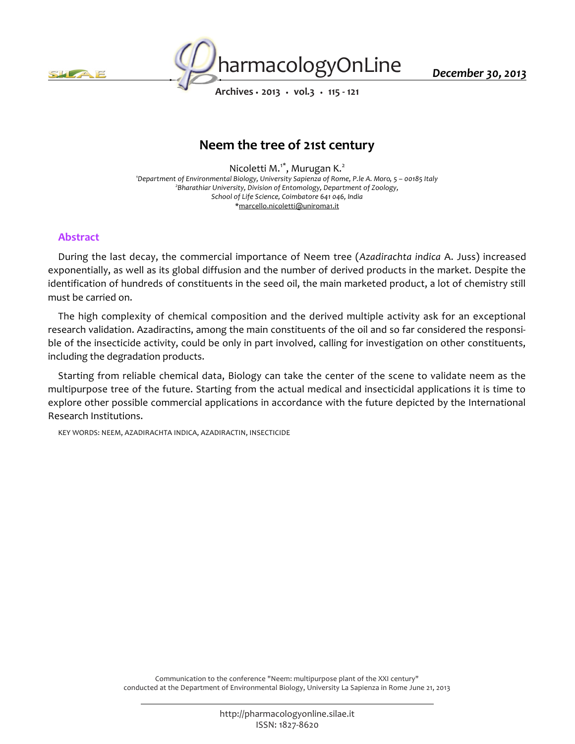# Neem the tree of 21st century

Nicoletti M.[1*], Murugan K.[2]

[1]Department of Environmental Biology, University Sapienza of Rome, P.le A. Moro, 5 – 00185 Italy
[2]Bharathiar University, Division of Entomology, Department of Zoology, School of Life Science, Coimbatore 641 046, India
*marcello.nicoletti@uniroma1.it

## Abstract

During the last decay, the commercial importance of Neem tree (*Azadirachta indica* A. Juss) increased exponentially, as well as its global diffusion and the number of derived products in the market. Despite the identification of hundreds of constituents in the seed oil, the main marketed product, a lot of chemistry still must be carried on.

The high complexity of chemical composition and the derived multiple activity ask for an exceptional research validation. Azadiractins, among the main constituents of the oil and so far considered the responsible of the insecticide activity, could be only in part involved, calling for investigation on other constituents, including the degradation products.

Starting from reliable chemical data, Biology can take the center of the scene to validate neem as the multipurpose tree of the future. Starting from the actual medical and insecticidal applications it is time to explore other possible commercial applications in accordance with the future depicted by the International Research Institutions.

KEY WORDS: NEEM, AZADIRACHTA INDICA, AZADIRACTIN, INSECTICIDE

Communication to the conference "Neem: multipurpose plant of the XXI century" conducted at the Department of Environmental Biology, University La Sapienza in Rome June 21, 2013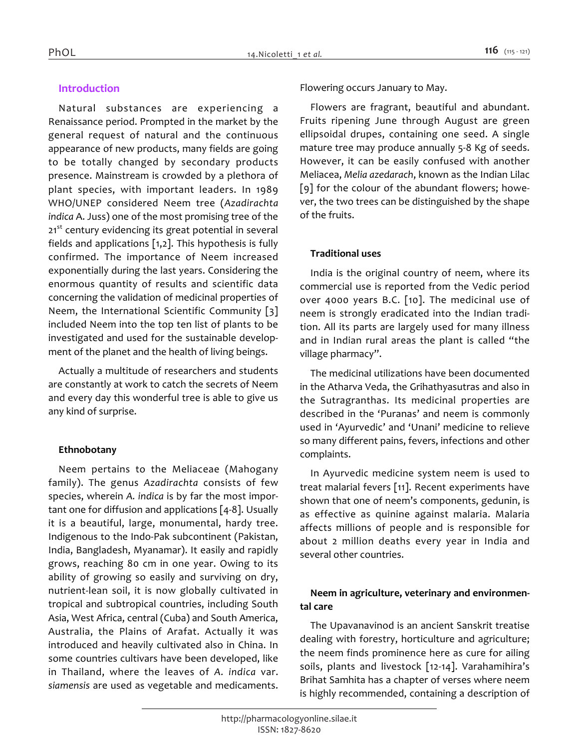## Introduction

Natural substances are experiencing a Renaissance period. Prompted in the market by the general request of natural and the continuous appearance of new products, many fields are going to be totally changed by secondary products presence. Mainstream is crowded by a plethora of plant species, with important leaders. In 1989 WHO/UNEP considered Neem tree (*Azadirachta indica* A. Juss) one of the most promising tree of the 21st century evidencing its great potential in several fields and applications [1,2]. This hypothesis is fully confirmed. The importance of Neem increased exponentially during the last years. Considering the enormous quantity of results and scientific data concerning the validation of medicinal properties of Neem, the International Scientific Community [3] included Neem into the top ten list of plants to be investigated and used for the sustainable development of the planet and the health of living beings.

Actually a multitude of researchers and students are constantly at work to catch the secrets of Neem and every day this wonderful tree is able to give us any kind of surprise.

### Ethnobotany

Neem pertains to the Meliaceae (Mahogany family). The genus *Azadirachta* consists of few species, wherein *A. indica* is by far the most important one for diffusion and applications [4-8]. Usually it is a beautiful, large, monumental, hardy tree. Indigenous to the Indo-Pak subcontinent (Pakistan, India, Bangladesh, Myanamar). It easily and rapidly grows, reaching 80 cm in one year. Owing to its ability of growing so easily and surviving on dry, nutrient-lean soil, it is now globally cultivated in tropical and subtropical countries, including South Asia, West Africa, central (Cuba) and South America, Australia, the Plains of Arafat. Actually it was introduced and heavily cultivated also in China. In some countries cultivars have been developed, like in Thailand, where the leaves of *A. indica* var. *siamensis* are used as vegetable and medicaments. Flowering occurs January to May.

Flowers are fragrant, beautiful and abundant. Fruits ripening June through August are green ellipsoidal drupes, containing one seed. A single mature tree may produce annually 5-8 Kg of seeds. However, it can be easily confused with another Meliacea, *Melia azedarach*, known as the Indian Lilac [9] for the colour of the abundant flowers; however, the two trees can be distinguished by the shape of the fruits.

### Traditional uses

India is the original country of neem, where its commercial use is reported from the Vedic period over 4000 years B.C. [10]. The medicinal use of neem is strongly eradicated into the Indian tradition. All its parts are largely used for many illness and in Indian rural areas the plant is called "the village pharmacy".

The medicinal utilizations have been documented in the Atharva Veda, the Grihathyasutras and also in the Sutragranthas. Its medicinal properties are described in the 'Puranas' and neem is commonly used in 'Ayurvedic' and 'Unani' medicine to relieve so many different pains, fevers, infections and other complaints.

In Ayurvedic medicine system neem is used to treat malarial fevers [11]. Recent experiments have shown that one of neem's components, gedunin, is as effective as quinine against malaria. Malaria affects millions of people and is responsible for about 2 million deaths every year in India and several other countries.

### Neem in agriculture, veterinary and environmental care

The Upavanavinod is an ancient Sanskrit treatise dealing with forestry, horticulture and agriculture; the neem finds prominence here as cure for ailing soils, plants and livestock [12-14]. Varahamihira's Brihat Samhita has a chapter of verses where neem is highly recommended, containing a description of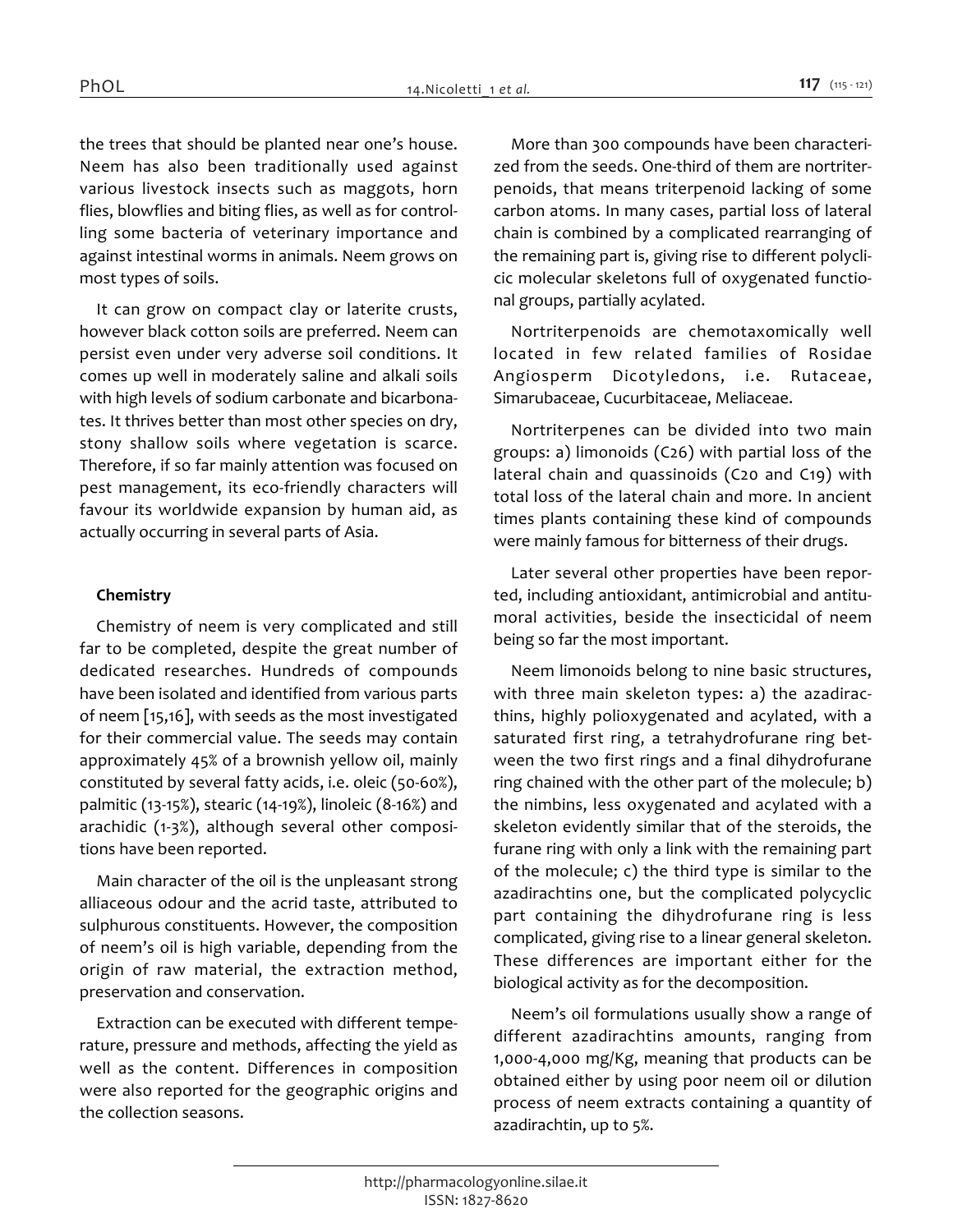the trees that should be planted near one's house. Neem has also been traditionally used against various livestock insects such as maggots, horn flies, blowflies and biting flies, as well as for controlling some bacteria of veterinary importance and against intestinal worms in animals. Neem grows on most types of soils.

It can grow on compact clay or laterite crusts, however black cotton soils are preferred. Neem can persist even under very adverse soil conditions. It comes up well in moderately saline and alkali soils with high levels of sodium carbonate and bicarbonates. It thrives better than most other species on dry, stony shallow soils where vegetation is scarce. Therefore, if so far mainly attention was focused on pest management, its eco-friendly characters will favour its worldwide expansion by human aid, as actually occurring in several parts of Asia.

## Chemistry

Chemistry of neem is very complicated and still far to be completed, despite the great number of dedicated researches. Hundreds of compounds have been isolated and identified from various parts of neem [15,16], with seeds as the most investigated for their commercial value. The seeds may contain approximately 45% of a brownish yellow oil, mainly constituted by several fatty acids, i.e. oleic (50-60%), palmitic (13-15%), stearic (14-19%), linoleic (8-16%) and arachidic (1-3%), although several other compositions have been reported.

Main character of the oil is the unpleasant strong alliaceous odour and the acrid taste, attributed to sulphurous constituents. However, the composition of neem's oil is high variable, depending from the origin of raw material, the extraction method, preservation and conservation.

Extraction can be executed with different temperature, pressure and methods, affecting the yield as well as the content. Differences in composition were also reported for the geographic origins and the collection seasons.

More than 300 compounds have been characterized from the seeds. One-third of them are nortriterpenoids, that means triterpenoid lacking of some carbon atoms. In many cases, partial loss of lateral chain is combined by a complicated rearranging of the remaining part is, giving rise to different polycilcic molecular skeletons full of oxygenated functional groups, partially acylated.

Nortriterpenoids are chemotaxomically well located in few related families of Rosidae Angiosperm Dicotyledons, i.e. Rutaceae, Simarubaceae, Cucurbitaceae, Meliaceae.

Nortriterpenes can be divided into two main groups: a) limonoids (C26) with partial loss of the lateral chain and quassinoids (C20 and C19) with total loss of the lateral chain and more. In ancient times plants containing these kind of compounds were mainly famous for bitterness of their drugs.

Later several other properties have been reported, including antioxidant, antimicrobial and antitumoral activities, beside the insecticidal of neem being so far the most important.

Neem limonoids belong to nine basic structures, with three main skeleton types: a) the azadirachthins, highly polioxygenated and acylated, with a saturated first ring, a tetrahydrofurane ring between the two first rings and a final dihydrofurane ring chained with the other part of the molecule; b) the nimbins, less oxygenated and acylated with a skeleton evidently similar that of the steroids, the furane ring with only a link with the remaining part of the molecule; c) the third type is similar to the azadirachtins one, but the complicated polycyclic part containing the dihydrofurane ring is less complicated, giving rise to a linear general skeleton. These differences are important either for the biological activity as for the decomposition.

Neem's oil formulations usually show a range of different azadirachtins amounts, ranging from 1,000-4,000 mg/Kg, meaning that products can be obtained either by using poor neem oil or dilution process of neem extracts containing a quantity of azadirachtin, up to 5%.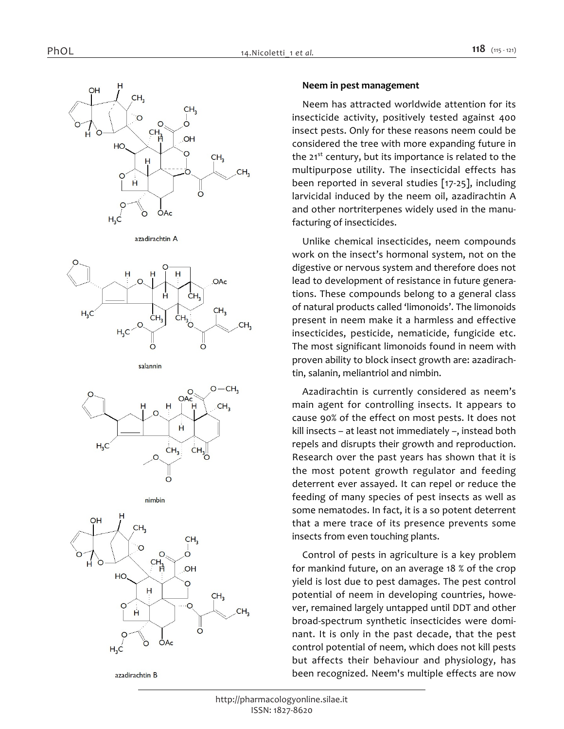azadirachtin A

salannin

nimbin

azadirachtin B

**Neem in pest management**

Neem has attracted worldwide attention for its insecticide activity, positively tested against 400 insect pests. Only for these reasons neem could be considered the tree with more expanding future in the 21st century, but its importance is related to the multipurpose utility. The insecticidal effects has been reported in several studies [17-25], including larvicidal induced by the neem oil, azadirachtin A and other nortriterpenes widely used in the manufacturing of insecticides.

Unlike chemical insecticides, neem compounds work on the insect's hormonal system, not on the digestive or nervous system and therefore does not lead to development of resistance in future generations. These compounds belong to a general class of natural products called 'limonoids'. The limonoids present in neem make it a harmless and effective insecticides, pesticide, nematicide, fungicide etc. The most significant limonoids found in neem with proven ability to block insect growth are: azadirachtin, salanin, meliantriol and nimbin.

Azadirachtin is currently considered as neem's main agent for controlling insects. It appears to cause 90% of the effect on most pests. It does not kill insects – at least not immediately –, instead both repels and disrupts their growth and reproduction. Research over the past years has shown that it is the most potent growth regulator and feeding deterrent ever assayed. It can repel or reduce the feeding of many species of pest insects as well as some nematodes. In fact, it is a so potent deterrent that a mere trace of its presence prevents some insects from even touching plants.

Control of pests in agriculture is a key problem for mankind future, on an average 18 % of the crop yield is lost due to pest damages. The pest control potential of neem in developing countries, however, remained largely untapped until DDT and other broad-spectrum synthetic insecticides were dominant. It is only in the past decade, that the pest control potential of neem, which does not kill pests but affects their behaviour and physiology, has been recognized. Neem's multiple effects are now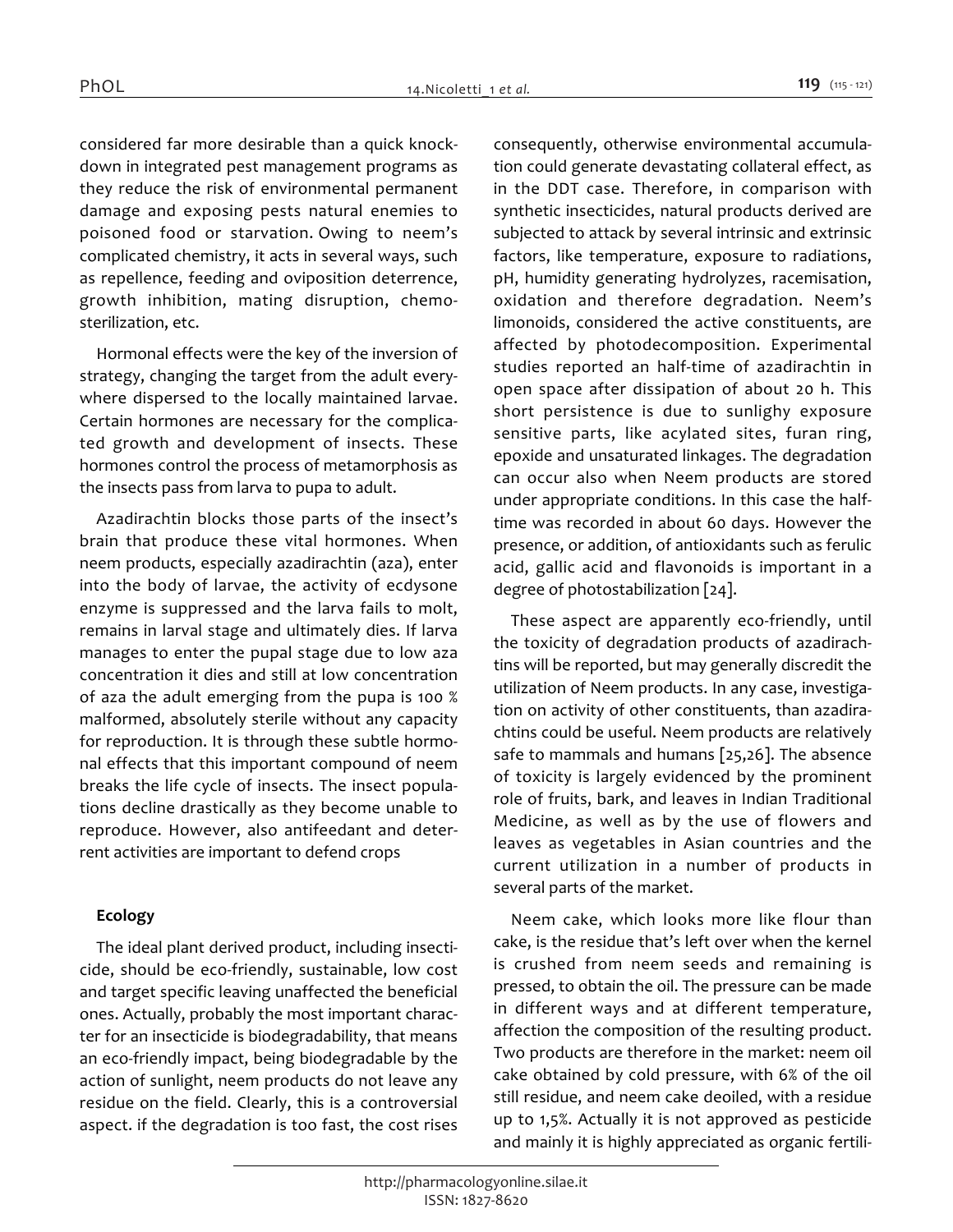considered far more desirable than a quick knock-down in integrated pest management programs as they reduce the risk of environmental permanent damage and exposing pests natural enemies to poisoned food or starvation. Owing to neem's complicated chemistry, it acts in several ways, such as repellence, feeding and oviposition deterrence, growth inhibition, mating disruption, chemo-sterilization, etc.

Hormonal effects were the key of the inversion of strategy, changing the target from the adult everywhere dispersed to the locally maintained larvae. Certain hormones are necessary for the complicated growth and development of insects. These hormones control the process of metamorphosis as the insects pass from larva to pupa to adult.

Azadirachtin blocks those parts of the insect's brain that produce these vital hormones. When neem products, especially azadirachtin (aza), enter into the body of larvae, the activity of ecdysone enzyme is suppressed and the larva fails to molt, remains in larval stage and ultimately dies. If larva manages to enter the pupal stage due to low aza concentration it dies and still at low concentration of aza the adult emerging from the pupa is 100 % malformed, absolutely sterile without any capacity for reproduction. It is through these subtle hormonal effects that this important compound of neem breaks the life cycle of insects. The insect populations decline drastically as they become unable to reproduce. However, also antifeedant and deterrent activities are important to defend crops

**Ecology**

The ideal plant derived product, including insecticide, should be eco-friendly, sustainable, low cost and target specific leaving unaffected the beneficial ones. Actually, probably the most important character for an insecticide is biodegradability, that means an eco-friendly impact, being biodegradable by the action of sunlight, neem products do not leave any residue on the field. Clearly, this is a controversial aspect. if the degradation is too fast, the cost rises consequently, otherwise environmental accumulation could generate devastating collateral effect, as in the DDT case. Therefore, in comparison with synthetic insecticides, natural products derived are subjected to attack by several intrinsic and extrinsic factors, like temperature, exposure to radiations, pH, humidity generating hydrolyzes, racemisation, oxidation and therefore degradation. Neem's limonoids, considered the active constituents, are affected by photodecomposition. Experimental studies reported an half-time of azadirachtin in open space after dissipation of about 20 h. This short persistence is due to sunlighy exposure sensitive parts, like acylated sites, furan ring, epoxide and unsaturated linkages. The degradation can occur also when Neem products are stored under appropriate conditions. In this case the half-time was recorded in about 60 days. However the presence, or addition, of antioxidants such as ferulic acid, gallic acid and flavonoids is important in a degree of photostabilization [24].

These aspect are apparently eco-friendly, until the toxicity of degradation products of azadirachtins will be reported, but may generally discredit the utilization of Neem products. In any case, investigation on activity of other constituents, than azadirachtins could be useful. Neem products are relatively safe to mammals and humans [25,26]. The absence of toxicity is largely evidenced by the prominent role of fruits, bark, and leaves in Indian Traditional Medicine, as well as by the use of flowers and leaves as vegetables in Asian countries and the current utilization in a number of products in several parts of the market.

Neem cake, which looks more like flour than cake, is the residue that's left over when the kernel is crushed from neem seeds and remaining is pressed, to obtain the oil. The pressure can be made in different ways and at different temperature, affection the composition of the resulting product. Two products are therefore in the market: neem oil cake obtained by cold pressure, with 6% of the oil still residue, and neem cake deoiled, with a residue up to 1,5%. Actually it is not approved as pesticide and mainly it is highly appreciated as organic fertili-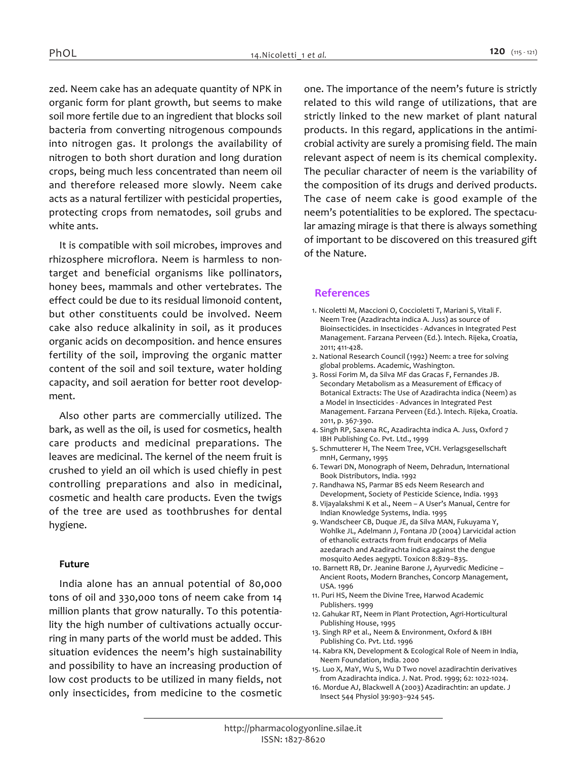zed. Neem cake has an adequate quantity of NPK in organic form for plant growth, but seems to make soil more fertile due to an ingredient that blocks soil bacteria from converting nitrogenous compounds into nitrogen gas. It prolongs the availability of nitrogen to both short duration and long duration crops, being much less concentrated than neem oil and therefore released more slowly. Neem cake acts as a natural fertilizer with pesticidal properties, protecting crops from nematodes, soil grubs and white ants.

It is compatible with soil microbes, improves and rhizosphere microflora. Neem is harmless to non-target and beneficial organisms like pollinators, honey bees, mammals and other vertebrates. The effect could be due to its residual limonoid content, but other constituents could be involved. Neem cake also reduce alkalinity in soil, as it produces organic acids on decomposition. and hence ensures fertility of the soil, improving the organic matter content of the soil and soil texture, water holding capacity, and soil aeration for better root development.

Also other parts are commercially utilized. The bark, as well as the oil, is used for cosmetics, health care products and medicinal preparations. The leaves are medicinal. The kernel of the neem fruit is crushed to yield an oil which is used chiefly in pest controlling preparations and also in medicinal, cosmetic and health care products. Even the twigs of the tree are used as toothbrushes for dental hygiene.

### Future

India alone has an annual potential of 80,000 tons of oil and 330,000 tons of neem cake from 14 million plants that grow naturally. To this potentiality the high number of cultivations actually occurring in many parts of the world must be added. This situation evidences the neem's high sustainability and possibility to have an increasing production of low cost products to be utilized in many fields, not only insecticides, from medicine to the cosmetic one. The importance of the neem's future is strictly related to this wild range of utilizations, that are strictly linked to the new market of plant natural products. In this regard, applications in the antimicrobial activity are surely a promising field. The main relevant aspect of neem is its chemical complexity. The peculiar character of neem is the variability of the composition of its drugs and derived products. The case of neem cake is good example of the neem's potentialities to be explored. The spectacular amazing mirage is that there is always something of important to be discovered on this treasured gift of the Nature.

## References

1. Nicoletti M, Maccioni O, Coccioletti T, Mariani S, Vitali F. Neem Tree (Azadirachta indica A. Juss) as source of Bioinsecticides. in Insecticides - Advances in Integrated Pest Management. Farzana Perveen (Ed.). Intech. Rijeka, Croatia, 2011; 411-428.
2. National Research Council (1992) Neem: a tree for solving global problems. Academic, Washington.
3. Rossi Forim M, da Silva MF das Gracas F, Fernandes JB. Secondary Metabolism as a Measurement of Efficacy of Botanical Extracts: The Use of Azadirachta indica (Neem) as a Model in Insecticides - Advances in Integrated Pest Management. Farzana Perveen (Ed.). Intech. Rijeka, Croatia. 2011, p. 367-390.
4. Singh RP, Saxena RC, Azadirachta indica A. Juss, Oxford 7 IBH Publishing Co. Pvt. Ltd., 1999
5. Schmutterer H, The Neem Tree, VCH. Verlagsgesellschaft mnH, Germany, 1995
6. Tewari DN, Monograph of Neem, Dehradun, International Book Distributors, India. 1992
7. Randhawa NS, Parmar BS eds Neem Research and Development, Society of Pesticide Science, India. 1993
8. Vijayalakshmi K et al., Neem – A User's Manual, Centre for Indian Knowledge Systems, India. 1995
9. Wandscheer CB, Duque JE, da Silva MAN, Fukuyama Y, Wohlke JL, Adelmann J, Fontana JD (2004) Larvicidal action of ethanolic extracts from fruit endocarps of Melia azedarach and Azadirachta indica against the dengue mosquito Aedes aegypti. Toxicon 8:829–835.
10. Barnett RB, Dr. Jeanine Barone J, Ayurvedic Medicine – Ancient Roots, Modern Branches, Concorp Management, USA. 1996
11. Puri HS, Neem the Divine Tree, Harwod Academic Publishers. 1999
12. Gahukar RT, Neem in Plant Protection, Agri-Horticultural Publishing House, 1995
13. Singh RP et al., Neem & Environment, Oxford & IBH Publishing Co. Pvt. Ltd. 1996
14. Kabra KN, Development & Ecological Role of Neem in India, Neem Foundation, India. 2000
15. Luo X, MaY, Wu S, Wu D Two novel azadirachtin derivatives from Azadirachta indica. J. Nat. Prod. 1999; 62: 1022-1024.
16. Mordue AJ, Blackwell A (2003) Azadirachtin: an update. J Insect 544 Physiol 39:903–924 545.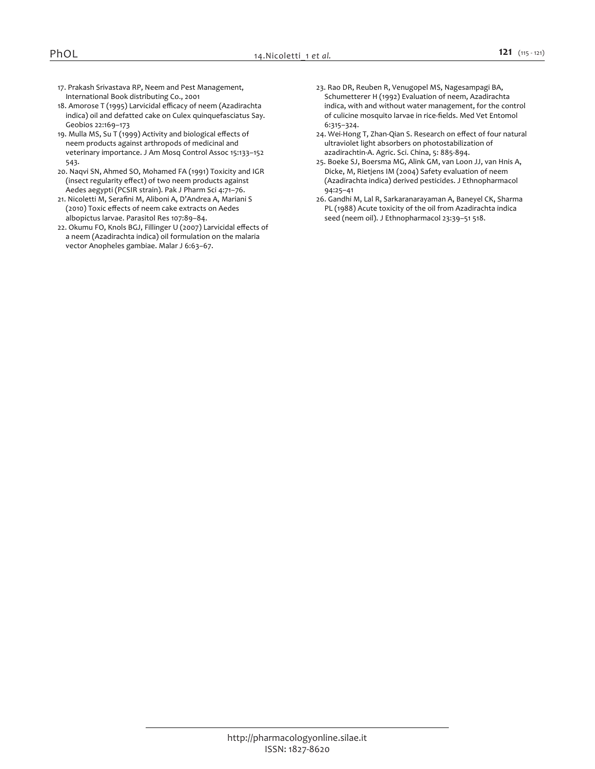17. Prakash Srivastava RP, Neem and Pest Management, International Book distributing Co., 2001
18. Amorose T (1995) Larvicidal efficacy of neem (Azadirachta indica) oil and defatted cake on Culex quinquefasciatus Say. Geobios 22:169–173
19. Mulla MS, Su T (1999) Activity and biological effects of neem products against arthropods of medicinal and veterinary importance. J Am Mosq Control Assoc 15:133–152 543.
20. Naqvi SN, Ahmed SO, Mohamed FA (1991) Toxicity and IGR (insect regularity effect) of two neem products against Aedes aegypti (PCSIR strain). Pak J Pharm Sci 4:71–76.
21. Nicoletti M, Serafini M, Aliboni A, D'Andrea A, Mariani S (2010) Toxic effects of neem cake extracts on Aedes albopictus larvae. Parasitol Res 107:89–84.
22. Okumu FO, Knols BGJ, Fillinger U (2007) Larvicidal effects of a neem (Azadirachta indica) oil formulation on the malaria vector Anopheles gambiae. Malar J 6:63–67.
23. Rao DR, Reuben R, Venugopel MS, Nagesampagi BA, Schumetterer H (1992) Evaluation of neem, Azadirachta indica, with and without water management, for the control of culicine mosquito larvae in rice-fields. Med Vet Entomol 6:315–324.
24. Wei-Hong T, Zhan-Qian S. Research on effect of four natural ultraviolet light absorbers on photostabilization of azadirachtin-A. Agric. Sci. China, 5: 885-894.
25. Boeke SJ, Boersma MG, Alink GM, van Loon JJ, van Hnis A, Dicke, M, Rietjens IM (2004) Safety evaluation of neem (Azadirachta indica) derived pesticides. J Ethnopharmacol 94:25–41
26. Gandhi M, Lal R, Sarkaranarayaman A, Baneyel CK, Sharma PL (1988) Acute toxicity of the oil from Azadirachta indica seed (neem oil). J Ethnopharmacol 23:39–51 518.